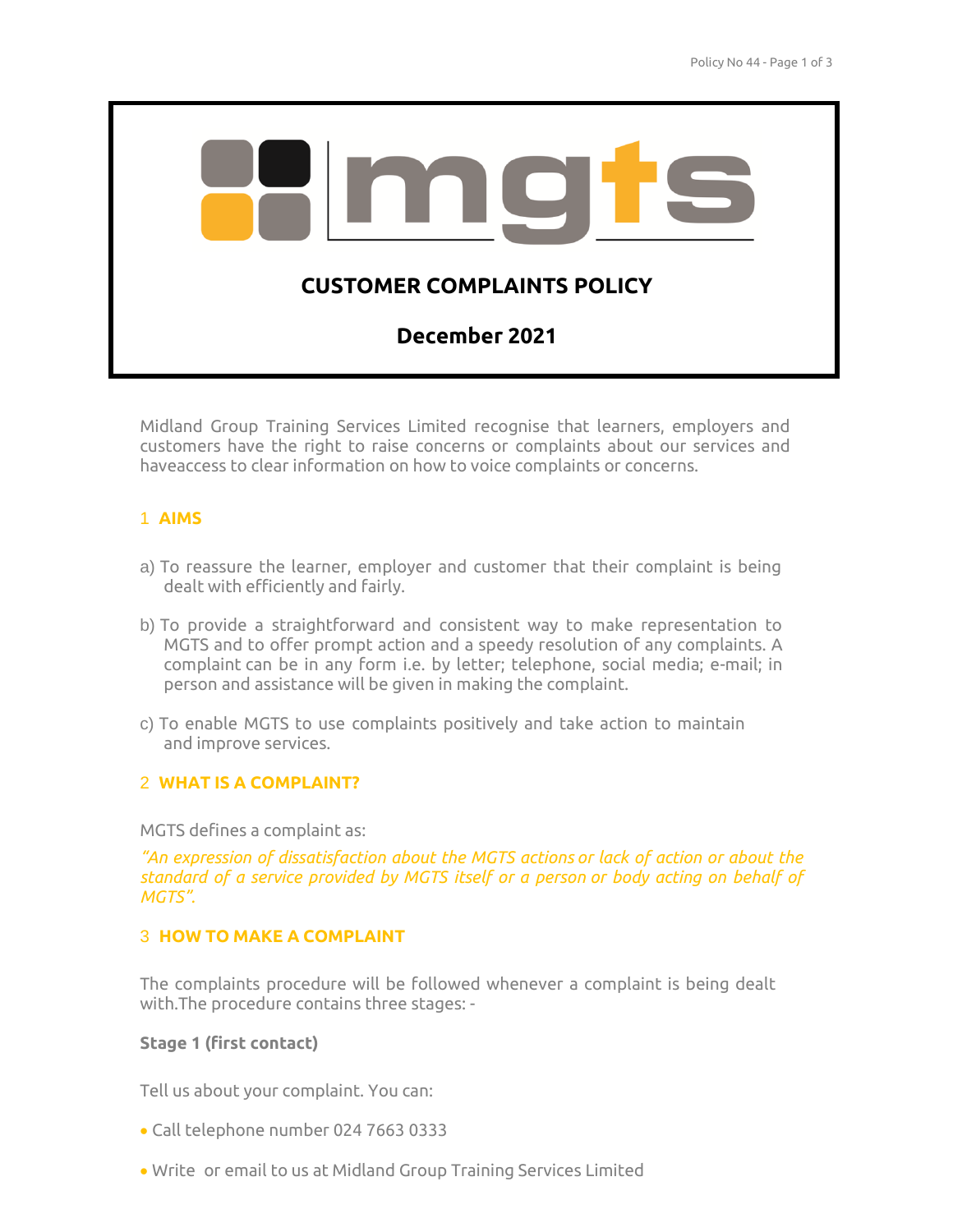# CUSTOMER COMPLAINTS POLICY

**December 2021**

Midland Group Training Services Limited recognise that learners, employers and customers have the right to raise concerns or complaints about our services and haveaccess to clear information on how to voice complaints or concerns.

## 1 AIMS

a) To reassure the learner, employer and customer that their complaint is being dealt with efficiently and fairly.

b) To provide a straightforward and consistent way to make representation to MGTS and to offer prompt action and a speedy resolution of any complaints. A complaint can be in any form i.e. by letter; telephone, social media; e-mail; in person and assistance will be given in making the complaint.

c) To enable MGTS to use complaints positively and take action to maintain and improve services.

## 2 WHAT IS A COMPLAINT?

MGTS defines a complaint as:

*"An expression of dissatisfaction about the MGTS actions or lack of action or about the standard of a service provided by MGTS itself or a person or body acting on behalf of MGTS".*

## 3 HOW TO MAKE A COMPLAINT

The complaints procedure will be followed whenever a complaint is being dealt with.The procedure contains three stages: -

**Stage 1 (first contact)**

Tell us about your complaint. You can:

- Call telephone number 024 7663 0333
- Write or email to us at Midland Group Training Services Limited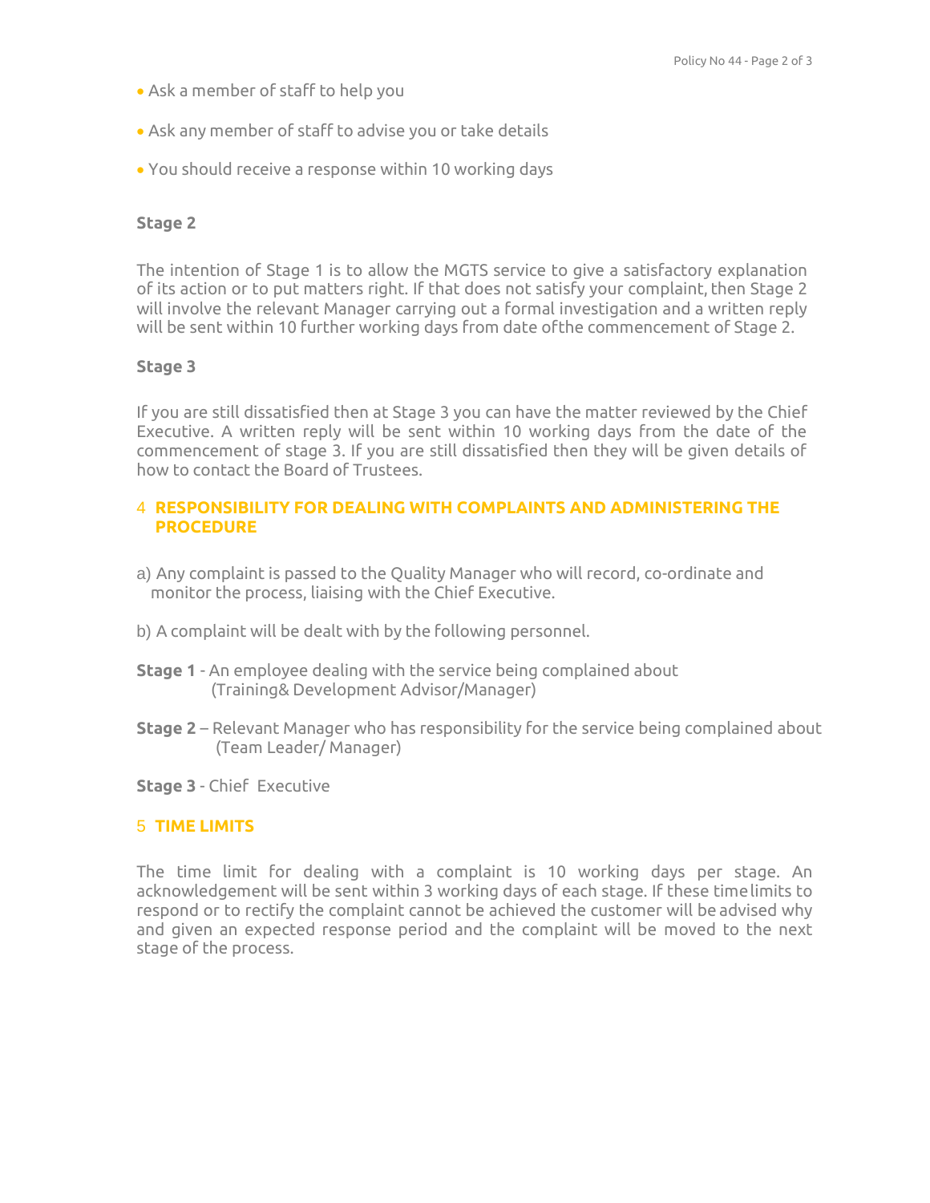- Ask a member of staff to help you
- Ask any member of staff to advise you or take details
- You should receive a response within 10 working days

**Stage 2**

The intention of Stage 1 is to allow the MGTS service to give a satisfactory explanation of its action or to put matters right. If that does not satisfy your complaint, then Stage 2 will involve the relevant Manager carrying out a formal investigation and a written reply will be sent within 10 further working days from date ofthe commencement of Stage 2.

**Stage 3**

If you are still dissatisfied then at Stage 3 you can have the matter reviewed by the Chief Executive. A written reply will be sent within 10 working days from the date of the commencement of stage 3. If you are still dissatisfied then they will be given details of how to contact the Board of Trustees.

## 4 RESPONSIBILITY FOR DEALING WITH COMPLAINTS AND ADMINISTERING THE PROCEDURE

a) Any complaint is passed to the Quality Manager who will record, co-ordinate and monitor the process, liaising with the Chief Executive.

b) A complaint will be dealt with by the following personnel.

**Stage 1** - An employee dealing with the service being complained about (Training& Development Advisor/Manager)

**Stage 2** – Relevant Manager who has responsibility for the service being complained about (Team Leader/ Manager)

**Stage 3** - Chief Executive

## 5 TIME LIMITS

The time limit for dealing with a complaint is 10 working days per stage. An acknowledgement will be sent within 3 working days of each stage. If these time limits to respond or to rectify the complaint cannot be achieved the customer will be advised why and given an expected response period and the complaint will be moved to the next stage of the process.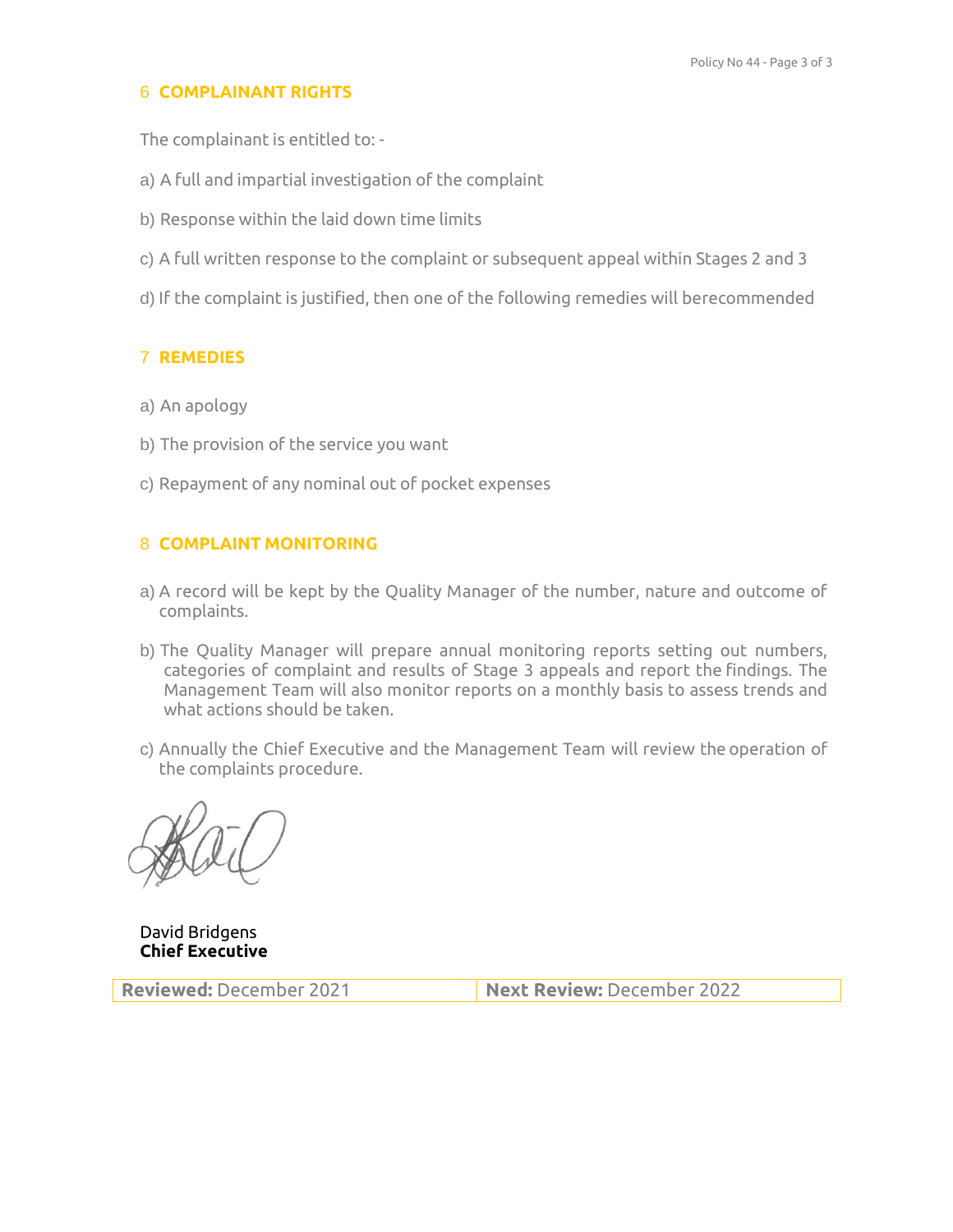## 6 COMPLAINANT RIGHTS

The complainant is entitled to: -

a) A full and impartial investigation of the complaint

b) Response within the laid down time limits

c) A full written response to the complaint or subsequent appeal within Stages 2 and 3

d) If the complaint is justified, then one of the following remedies will berecommended

## 7 REMEDIES

a) An apology

b) The provision of the service you want

c) Repayment of any nominal out of pocket expenses

## 8 COMPLAINT MONITORING

a) A record will be kept by the Quality Manager of the number, nature and outcome of complaints.

b) The Quality Manager will prepare annual monitoring reports setting out numbers, categories of complaint and results of Stage 3 appeals and report the findings. The Management Team will also monitor reports on a monthly basis to assess trends and what actions should be taken.

c) Annually the Chief Executive and the Management Team will review the operation of the complaints procedure.

David Bridgens
**Chief Executive**

| | |
|---|---|
| **Reviewed:** December 2021 | **Next Review:** December 2022 |